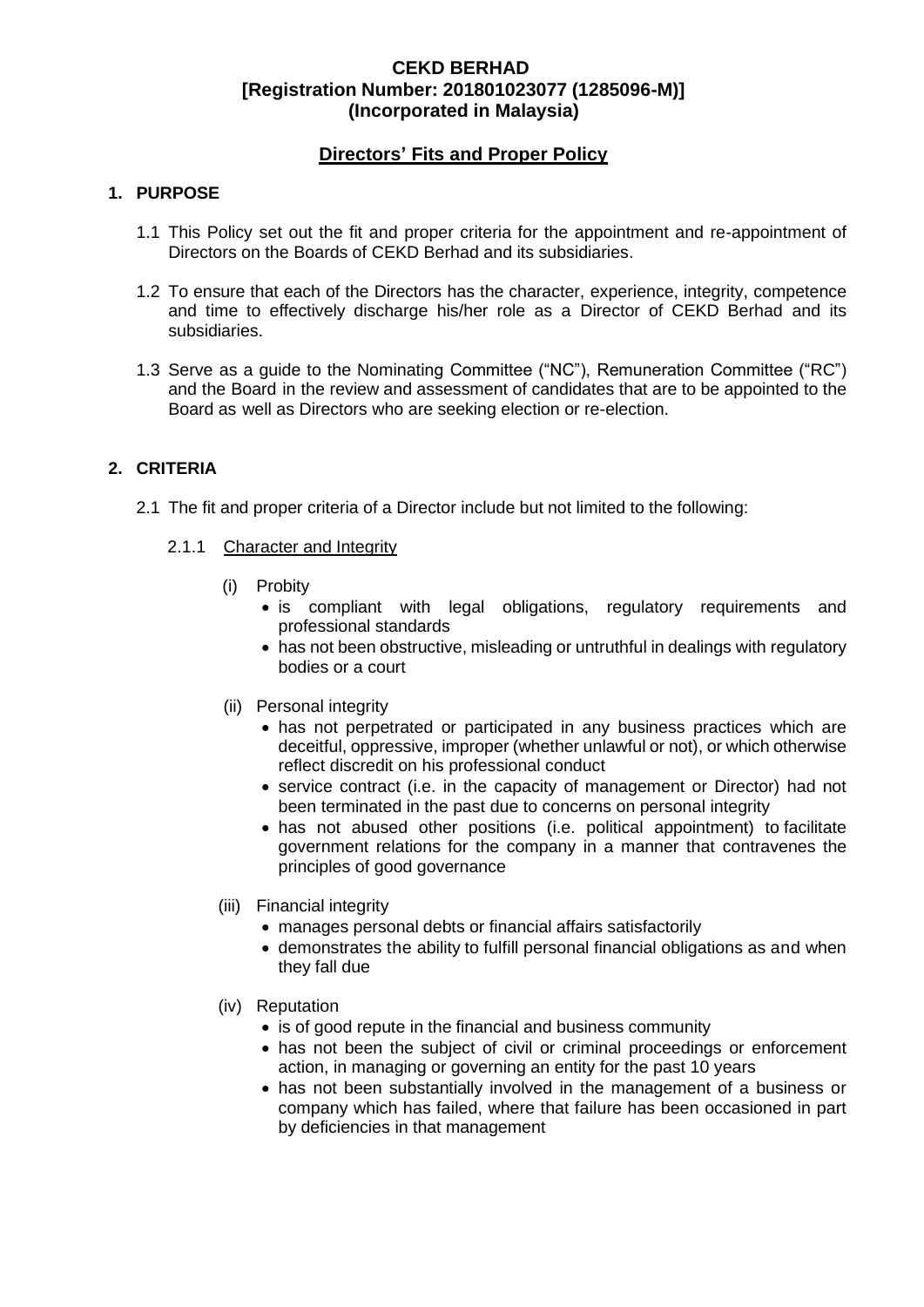**CEKD BERHAD**
**[Registration Number: 201801023077 (1285096-M)]**
**(Incorporated in Malaysia)**

# Directors' Fits and Proper Policy

## 1. PURPOSE

1.1 This Policy set out the fit and proper criteria for the appointment and re-appointment of Directors on the Boards of CEKD Berhad and its subsidiaries.

1.2 To ensure that each of the Directors has the character, experience, integrity, competence and time to effectively discharge his/her role as a Director of CEKD Berhad and its subsidiaries.

1.3 Serve as a guide to the Nominating Committee ("NC"), Remuneration Committee ("RC") and the Board in the review and assessment of candidates that are to be appointed to the Board as well as Directors who are seeking election or re-election.

## 2. CRITERIA

2.1 The fit and proper criteria of a Director include but not limited to the following:

2.1.1 Character and Integrity

(i) Probity

- is compliant with legal obligations, regulatory requirements and professional standards
- has not been obstructive, misleading or untruthful in dealings with regulatory bodies or a court

(ii) Personal integrity

- has not perpetrated or participated in any business practices which are deceitful, oppressive, improper (whether unlawful or not), or which otherwise reflect discredit on his professional conduct
- service contract (i.e. in the capacity of management or Director) had not been terminated in the past due to concerns on personal integrity
- has not abused other positions (i.e. political appointment) to facilitate government relations for the company in a manner that contravenes the principles of good governance

(iii) Financial integrity

- manages personal debts or financial affairs satisfactorily
- demonstrates the ability to fulfill personal financial obligations as and when they fall due

(iv) Reputation

- is of good repute in the financial and business community
- has not been the subject of civil or criminal proceedings or enforcement action, in managing or governing an entity for the past 10 years
- has not been substantially involved in the management of a business or company which has failed, where that failure has been occasioned in part by deficiencies in that management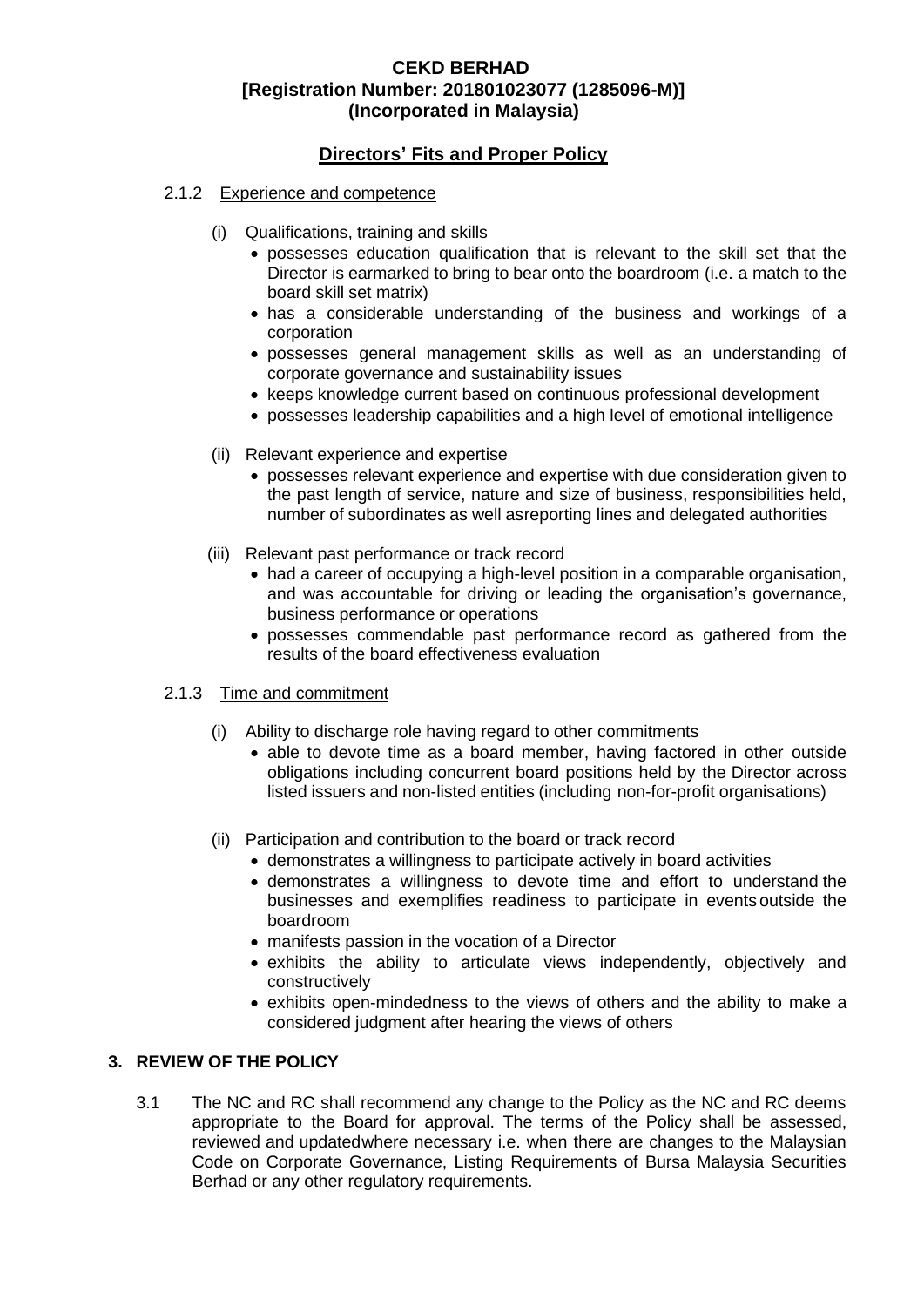**CEKD BERHAD**
**[Registration Number: 201801023077 (1285096-M)]**
**(Incorporated in Malaysia)**

## Directors' Fits and Proper Policy

2.1.2 Experience and competence

(i) Qualifications, training and skills

- possesses education qualification that is relevant to the skill set that the Director is earmarked to bring to bear onto the boardroom (i.e. a match to the board skill set matrix)
- has a considerable understanding of the business and workings of a corporation
- possesses general management skills as well as an understanding of corporate governance and sustainability issues
- keeps knowledge current based on continuous professional development
- possesses leadership capabilities and a high level of emotional intelligence

(ii) Relevant experience and expertise

- possesses relevant experience and expertise with due consideration given to the past length of service, nature and size of business, responsibilities held, number of subordinates as well asreporting lines and delegated authorities

(iii) Relevant past performance or track record

- had a career of occupying a high-level position in a comparable organisation, and was accountable for driving or leading the organisation's governance, business performance or operations
- possesses commendable past performance record as gathered from the results of the board effectiveness evaluation

2.1.3 Time and commitment

(i) Ability to discharge role having regard to other commitments

- able to devote time as a board member, having factored in other outside obligations including concurrent board positions held by the Director across listed issuers and non-listed entities (including non-for-profit organisations)

(ii) Participation and contribution to the board or track record

- demonstrates a willingness to participate actively in board activities
- demonstrates a willingness to devote time and effort to understand the businesses and exemplifies readiness to participate in events outside the boardroom
- manifests passion in the vocation of a Director
- exhibits the ability to articulate views independently, objectively and constructively
- exhibits open-mindedness to the views of others and the ability to make a considered judgment after hearing the views of others

### 3. REVIEW OF THE POLICY

3.1 The NC and RC shall recommend any change to the Policy as the NC and RC deems appropriate to the Board for approval. The terms of the Policy shall be assessed, reviewed and updatedwhere necessary i.e. when there are changes to the Malaysian Code on Corporate Governance, Listing Requirements of Bursa Malaysia Securities Berhad or any other regulatory requirements.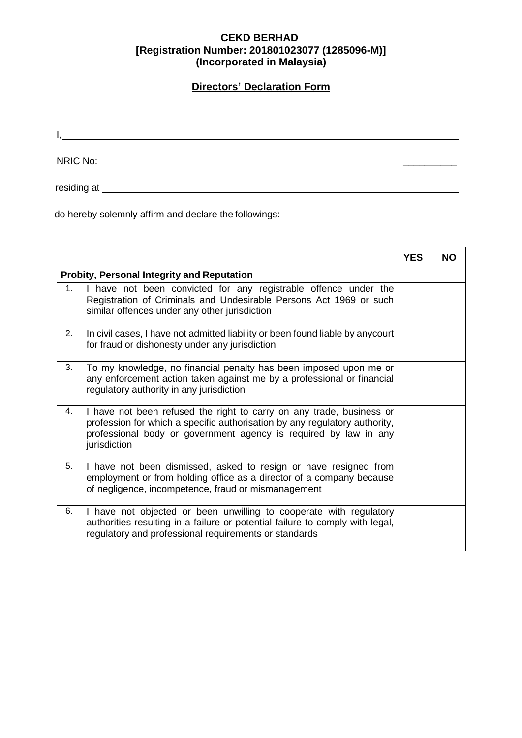**CEKD BERHAD**
**[Registration Number: 201801023077 (1285096-M)]**
**(Incorporated in Malaysia)**

## Directors' Declaration Form

I, ______________________________________________________________

NRIC No: ______________________________________________________________

residing at ______________________________________________________________

do hereby solemnly affirm and declare the followings:-

| | | YES | NO |
|---|---|---|---|
| **Probity, Personal Integrity and Reputation** | | | |
| 1. | I have not been convicted for any registrable offence under the Registration of Criminals and Undesirable Persons Act 1969 or such similar offences under any other jurisdiction | | |
| 2. | In civil cases, I have not admitted liability or been found liable by anycourt for fraud or dishonesty under any jurisdiction | | |
| 3. | To my knowledge, no financial penalty has been imposed upon me or any enforcement action taken against me by a professional or financial regulatory authority in any jurisdiction | | |
| 4. | I have not been refused the right to carry on any trade, business or profession for which a specific authorisation by any regulatory authority, professional body or government agency is required by law in any jurisdiction | | |
| 5. | I have not been dismissed, asked to resign or have resigned from employment or from holding office as a director of a company because of negligence, incompetence, fraud or mismanagement | | |
| 6. | I have not objected or been unwilling to cooperate with regulatory authorities resulting in a failure or potential failure to comply with legal, regulatory and professional requirements or standards | | |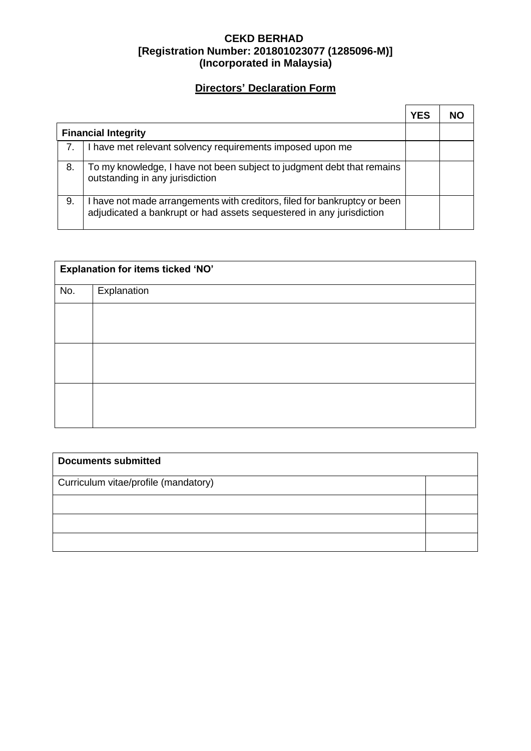**CEKD BERHAD**
**[Registration Number: 201801023077 (1285096-M)]**
**(Incorporated in Malaysia)**

## <u>Directors' Declaration Form</u>

| | | YES | NO |
|---|---|---|---|
| **Financial Integrity** | | | |
| 7. | I have met relevant solvency requirements imposed upon me | | |
| 8. | To my knowledge, I have not been subject to judgment debt that remains outstanding in any jurisdiction | | |
| 9. | I have not made arrangements with creditors, filed for bankruptcy or been adjudicated a bankrupt or had assets sequestered in any jurisdiction | | |

| **Explanation for items ticked 'NO'** | |
|---|---|
| No. | Explanation |
| | |
| | |
| | |

| **Documents submitted** | |
|---|---|
| Curriculum vitae/profile (mandatory) | |
| | |
| | |
| | |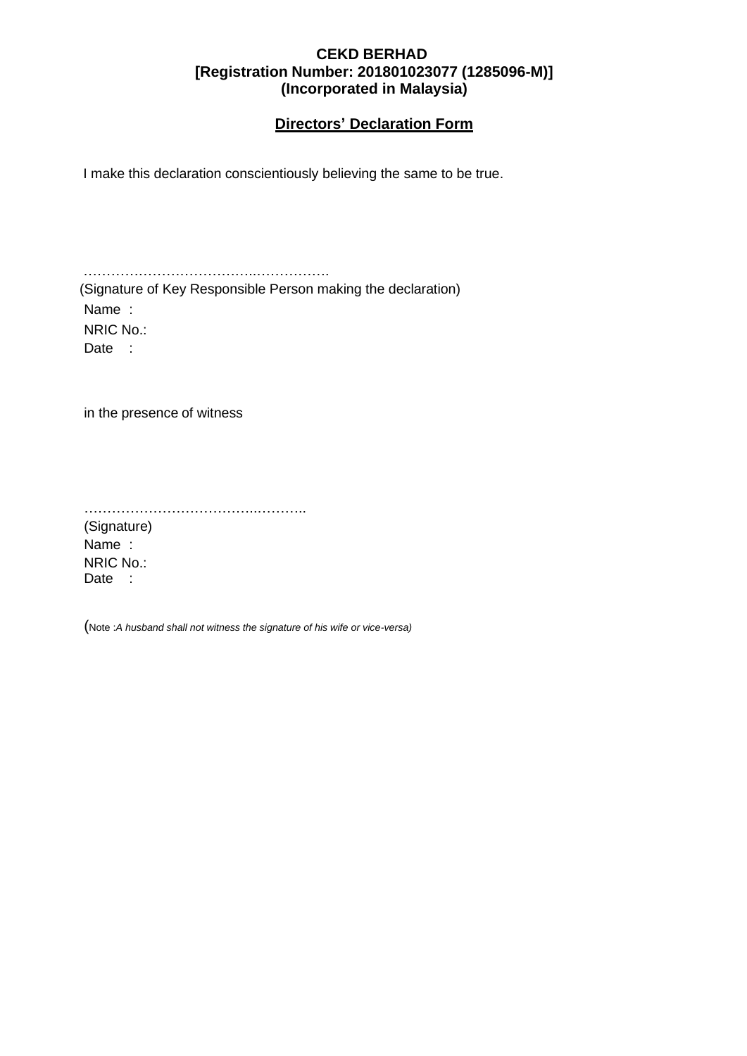**CEKD BERHAD**
**[Registration Number: 201801023077 (1285096-M)]**
**(Incorporated in Malaysia)**

**<u>Directors' Declaration Form</u>**

I make this declaration conscientiously believing the same to be true.

……………….……………..…………….
(Signature of Key Responsible Person making the declaration)
Name :
NRIC No.:
Date :

in the presence of witness

……………………………..………..
(Signature)
Name :
NRIC No.:
Date :

(Note :*A husband shall not witness the signature of his wife or vice-versa)*